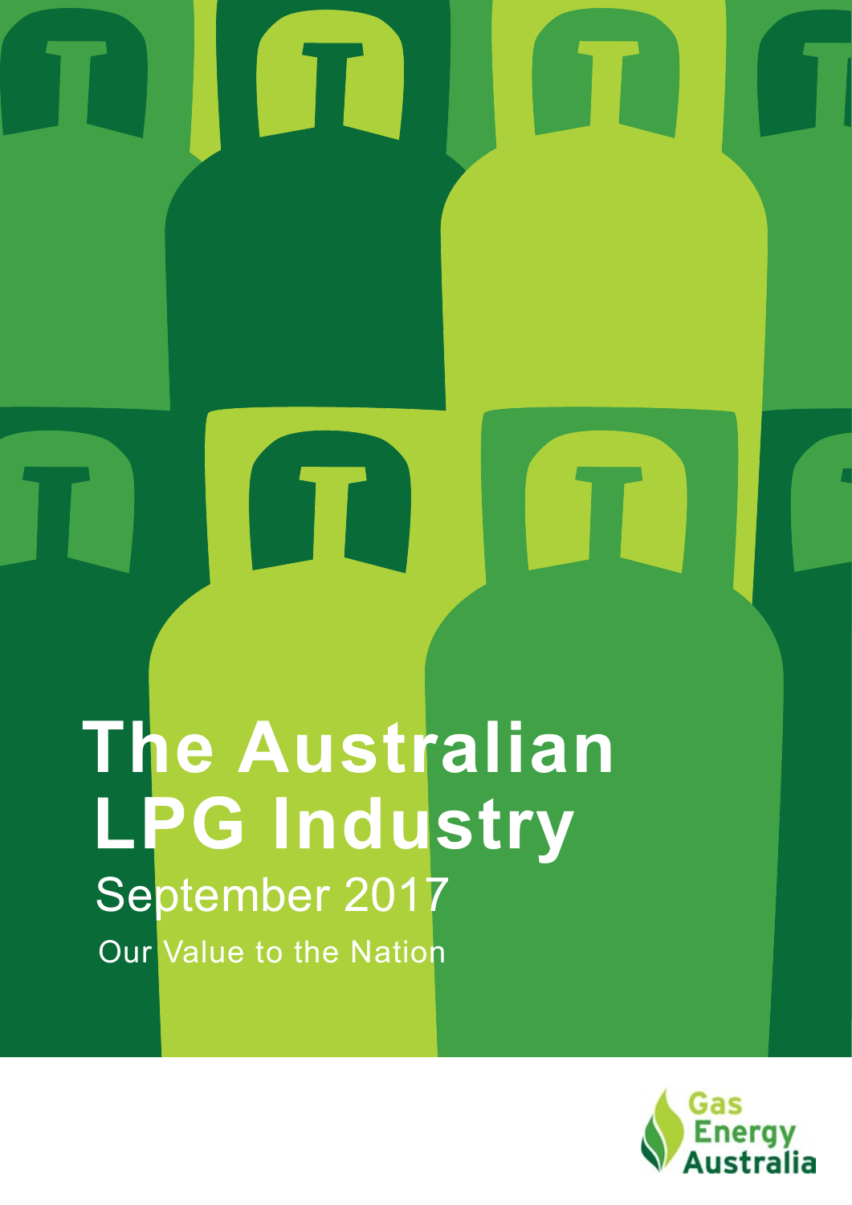# The Australian LPG Industry

September 2017

Our Value to the Nation

Gas Energy Australia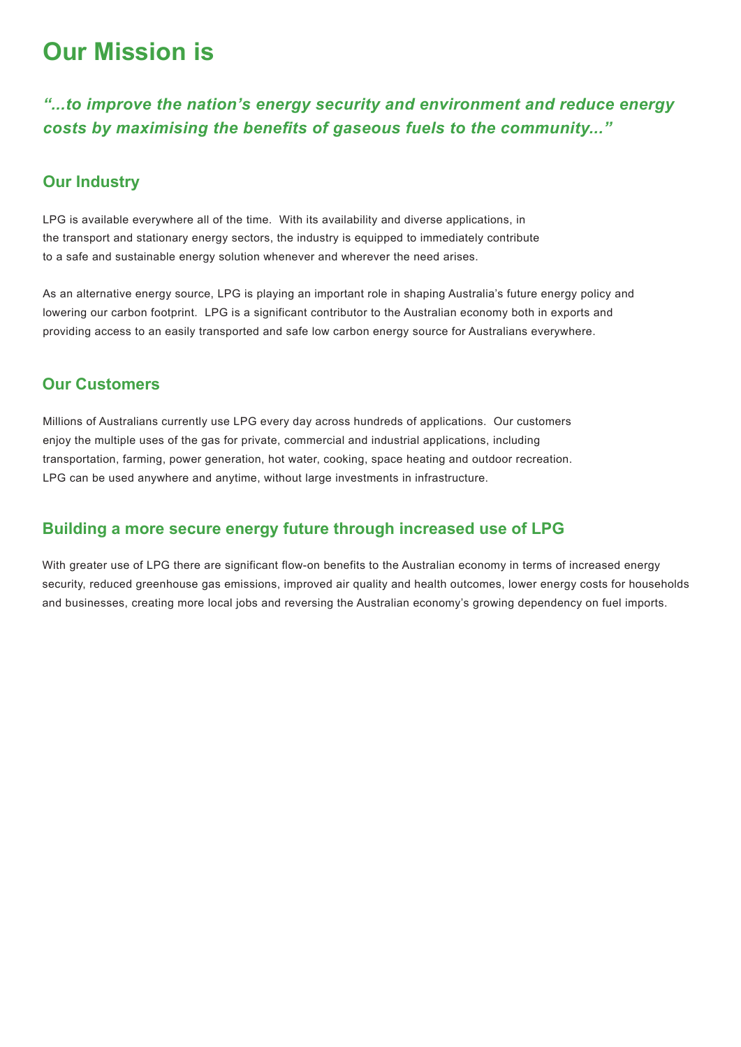# Our Mission is

*"...to improve the nation's energy security and environment and reduce energy costs by maximising the benefits of gaseous fuels to the community..."*

## Our Industry

LPG is available everywhere all of the time. With its availability and diverse applications, in the transport and stationary energy sectors, the industry is equipped to immediately contribute to a safe and sustainable energy solution whenever and wherever the need arises.

As an alternative energy source, LPG is playing an important role in shaping Australia's future energy policy and lowering our carbon footprint. LPG is a significant contributor to the Australian economy both in exports and providing access to an easily transported and safe low carbon energy source for Australians everywhere.

## Our Customers

Millions of Australians currently use LPG every day across hundreds of applications. Our customers enjoy the multiple uses of the gas for private, commercial and industrial applications, including transportation, farming, power generation, hot water, cooking, space heating and outdoor recreation. LPG can be used anywhere and anytime, without large investments in infrastructure.

## Building a more secure energy future through increased use of LPG

With greater use of LPG there are significant flow-on benefits to the Australian economy in terms of increased energy security, reduced greenhouse gas emissions, improved air quality and health outcomes, lower energy costs for households and businesses, creating more local jobs and reversing the Australian economy's growing dependency on fuel imports.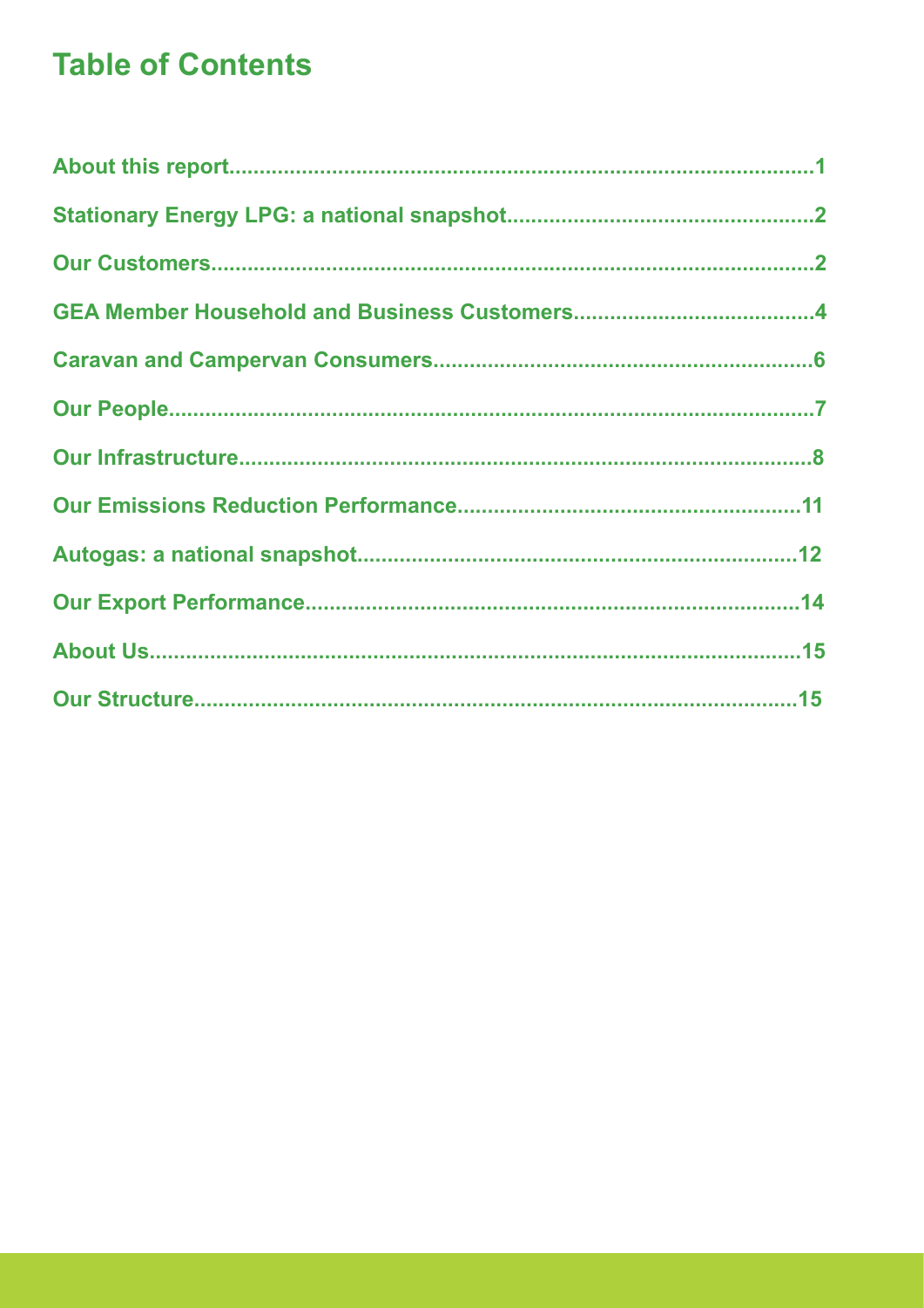# Table of Contents

About this report....................................................................................................1

Stationary Energy LPG: a national snapshot..................................................2

Our Customers........................................................................................................2

GEA Member Household and Business Customers.......................................4

Caravan and Campervan Consumers...............................................................6

Our People................................................................................................................7

Our Infrastructure..................................................................................................8

Our Emissions Reduction Performance.........................................................11

Autogas: a national snapshot..........................................................................12

Our Export Performance...................................................................................14

About Us..................................................................................................................15

Our Structure........................................................................................................15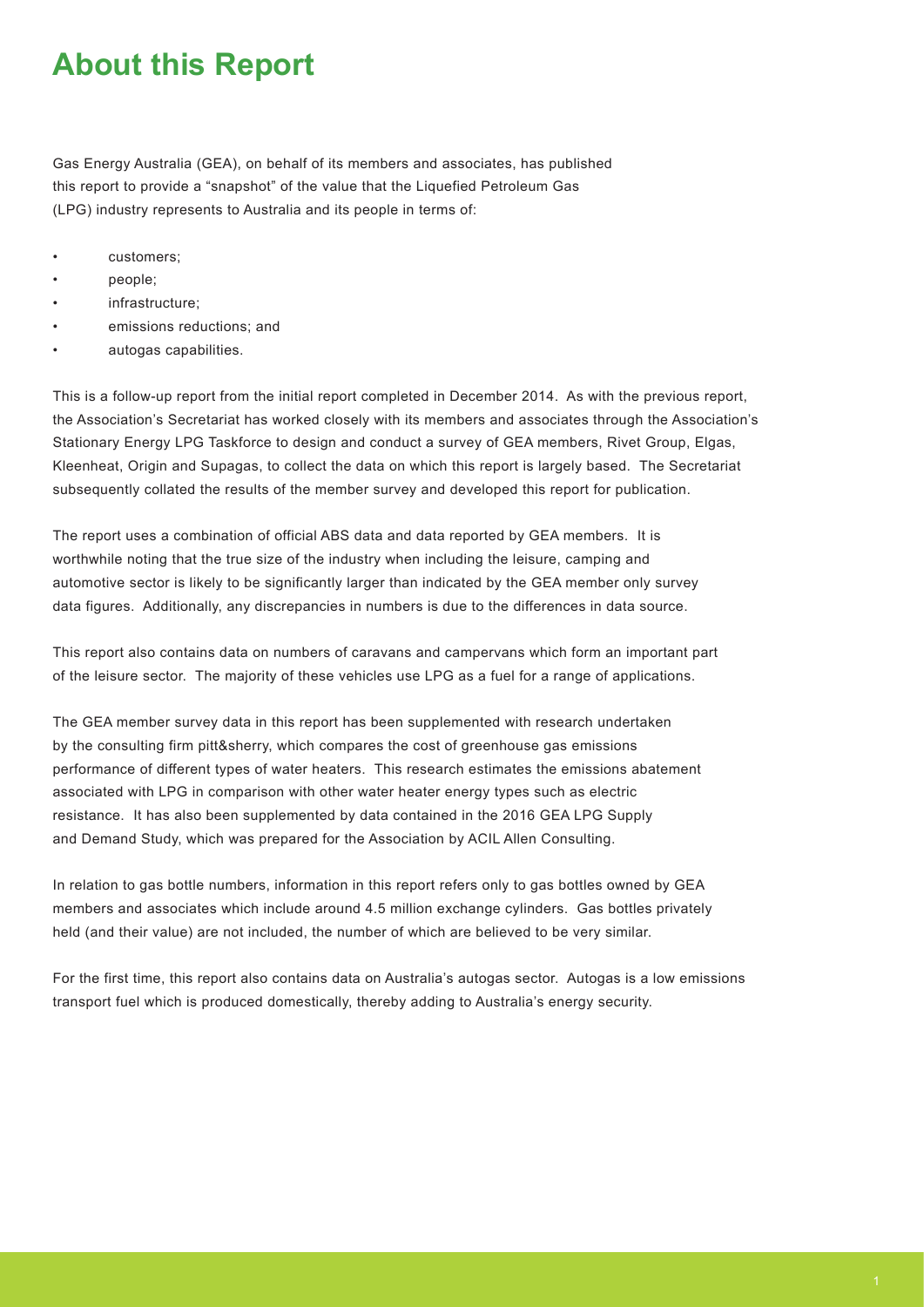# About this Report

Gas Energy Australia (GEA), on behalf of its members and associates, has published this report to provide a "snapshot" of the value that the Liquefied Petroleum Gas (LPG) industry represents to Australia and its people in terms of:

- customers;
- people;
- infrastructure;
- emissions reductions; and
- autogas capabilities.

This is a follow-up report from the initial report completed in December 2014. As with the previous report, the Association's Secretariat has worked closely with its members and associates through the Association's Stationary Energy LPG Taskforce to design and conduct a survey of GEA members, Rivet Group, Elgas, Kleenheat, Origin and Supagas, to collect the data on which this report is largely based. The Secretariat subsequently collated the results of the member survey and developed this report for publication.

The report uses a combination of official ABS data and data reported by GEA members. It is worthwhile noting that the true size of the industry when including the leisure, camping and automotive sector is likely to be significantly larger than indicated by the GEA member only survey data figures. Additionally, any discrepancies in numbers is due to the differences in data source.

This report also contains data on numbers of caravans and campervans which form an important part of the leisure sector. The majority of these vehicles use LPG as a fuel for a range of applications.

The GEA member survey data in this report has been supplemented with research undertaken by the consulting firm pitt&sherry, which compares the cost of greenhouse gas emissions performance of different types of water heaters. This research estimates the emissions abatement associated with LPG in comparison with other water heater energy types such as electric resistance. It has also been supplemented by data contained in the 2016 GEA LPG Supply and Demand Study, which was prepared for the Association by ACIL Allen Consulting.

In relation to gas bottle numbers, information in this report refers only to gas bottles owned by GEA members and associates which include around 4.5 million exchange cylinders. Gas bottles privately held (and their value) are not included, the number of which are believed to be very similar.

For the first time, this report also contains data on Australia's autogas sector. Autogas is a low emissions transport fuel which is produced domestically, thereby adding to Australia's energy security.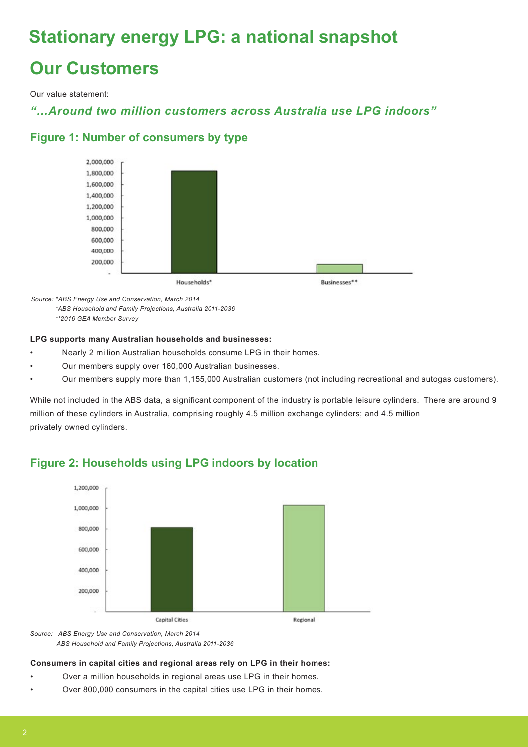# Stationary energy LPG: a national snapshot

## Our Customers

Our value statement:

*"...Around two million customers across Australia use LPG indoors"*

### Figure 1: Number of consumers by type

*Source: \*ABS Energy Use and Conservation, March 2014*
*\*ABS Household and Family Projections, Australia 2011-2036*
*\*\*2016 GEA Member Survey*

**LPG supports many Australian households and businesses:**

- Nearly 2 million Australian households consume LPG in their homes.
- Our members supply over 160,000 Australian businesses.
- Our members supply more than 1,155,000 Australian customers (not including recreational and autogas customers).

While not included in the ABS data, a significant component of the industry is portable leisure cylinders. There are around 9 million of these cylinders in Australia, comprising roughly 4.5 million exchange cylinders; and 4.5 million privately owned cylinders.

### Figure 2: Households using LPG indoors by location

*Source: ABS Energy Use and Conservation, March 2014*
*ABS Household and Family Projections, Australia 2011-2036*

**Consumers in capital cities and regional areas rely on LPG in their homes:**

- Over a million households in regional areas use LPG in their homes.
- Over 800,000 consumers in the capital cities use LPG in their homes.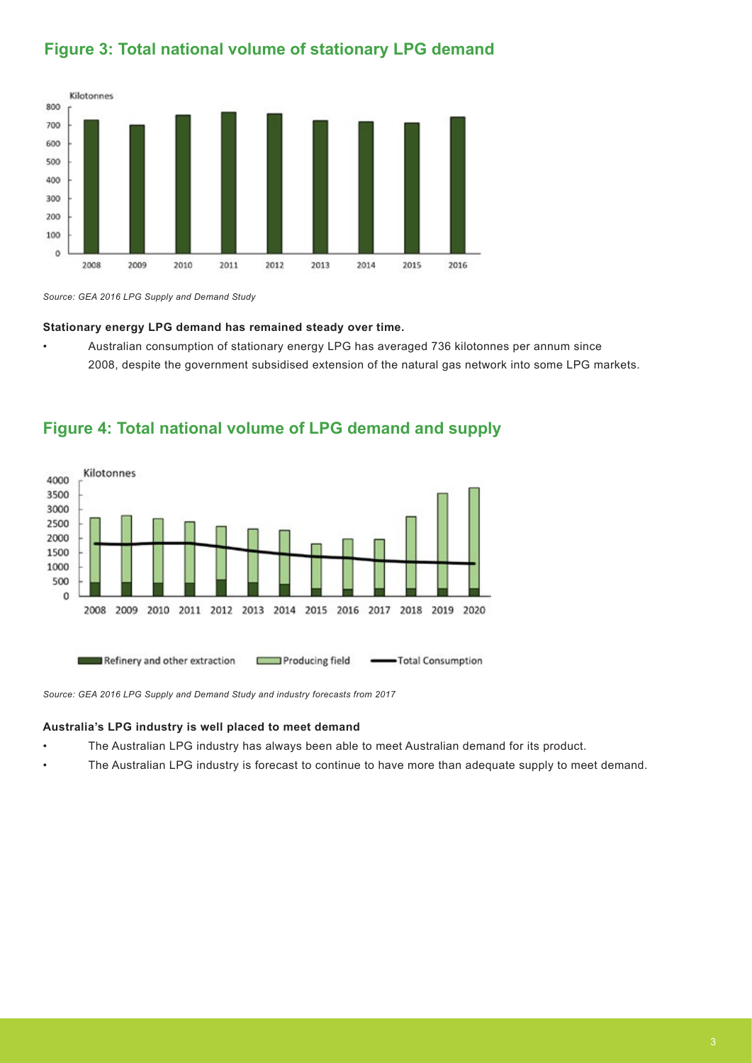## Figure 3: Total national volume of stationary LPG demand

*Source: GEA 2016 LPG Supply and Demand Study*

**Stationary energy LPG demand has remained steady over time.**

- Australian consumption of stationary energy LPG has averaged 736 kilotonnes per annum since 2008, despite the government subsidised extension of the natural gas network into some LPG markets.

## Figure 4: Total national volume of LPG demand and supply

*Source: GEA 2016 LPG Supply and Demand Study and industry forecasts from 2017*

**Australia's LPG industry is well placed to meet demand**

- The Australian LPG industry has always been able to meet Australian demand for its product.
- The Australian LPG industry is forecast to continue to have more than adequate supply to meet demand.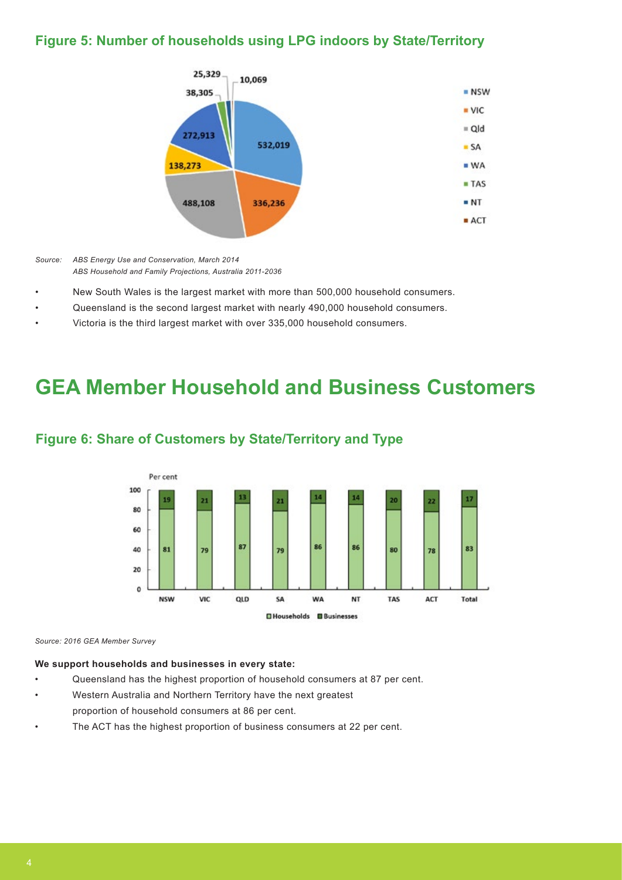### Figure 5: Number of households using LPG indoors by State/Territory

*Source: ABS Energy Use and Conservation, March 2014*
*ABS Household and Family Projections, Australia 2011-2036*

- New South Wales is the largest market with more than 500,000 household consumers.
- Queensland is the second largest market with nearly 490,000 household consumers.
- Victoria is the third largest market with over 335,000 household consumers.

# GEA Member Household and Business Customers

### Figure 6: Share of Customers by State/Territory and Type

*Source: 2016 GEA Member Survey*

**We support households and businesses in every state:**

- Queensland has the highest proportion of household consumers at 87 per cent.
- Western Australia and Northern Territory have the next greatest proportion of household consumers at 86 per cent.
- The ACT has the highest proportion of business consumers at 22 per cent.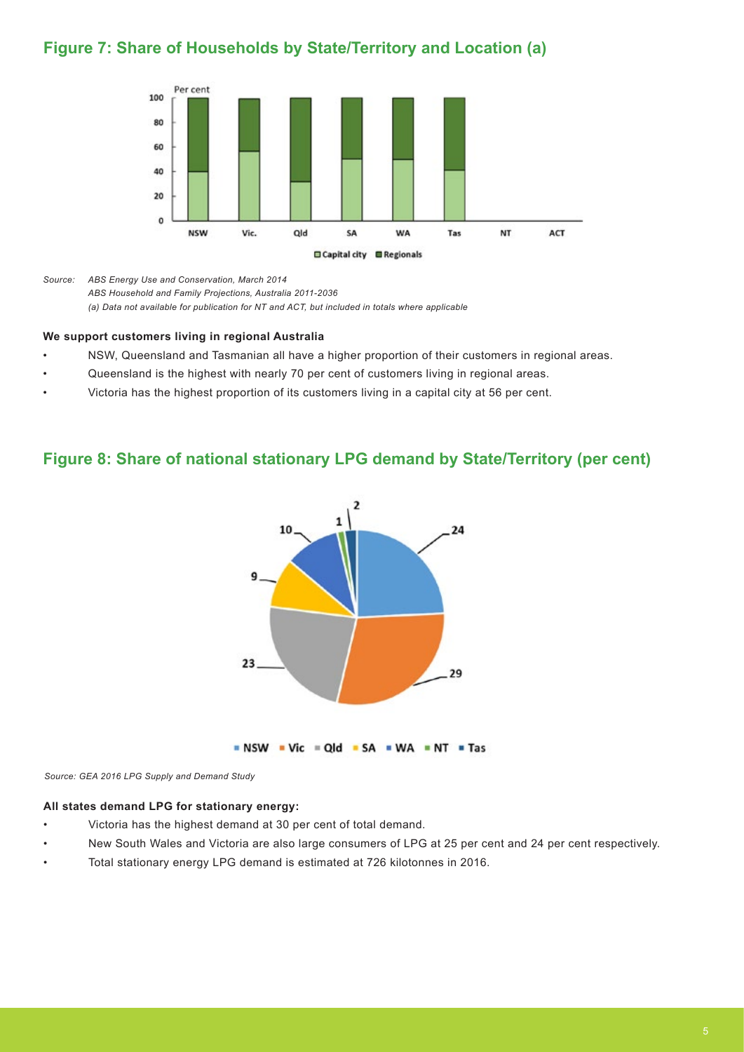## Figure 7: Share of Households by State/Territory and Location (a)

*Source: ABS Energy Use and Conservation, March 2014*
*ABS Household and Family Projections, Australia 2011-2036*
*(a) Data not available for publication for NT and ACT, but included in totals where applicable*

**We support customers living in regional Australia**

- NSW, Queensland and Tasmanian all have a higher proportion of their customers in regional areas.
- Queensland is the highest with nearly 70 per cent of customers living in regional areas.
- Victoria has the highest proportion of its customers living in a capital city at 56 per cent.

## Figure 8: Share of national stationary LPG demand by State/Territory (per cent)

*Source: GEA 2016 LPG Supply and Demand Study*

**All states demand LPG for stationary energy:**

- Victoria has the highest demand at 30 per cent of total demand.
- New South Wales and Victoria are also large consumers of LPG at 25 per cent and 24 per cent respectively.
- Total stationary energy LPG demand is estimated at 726 kilotonnes in 2016.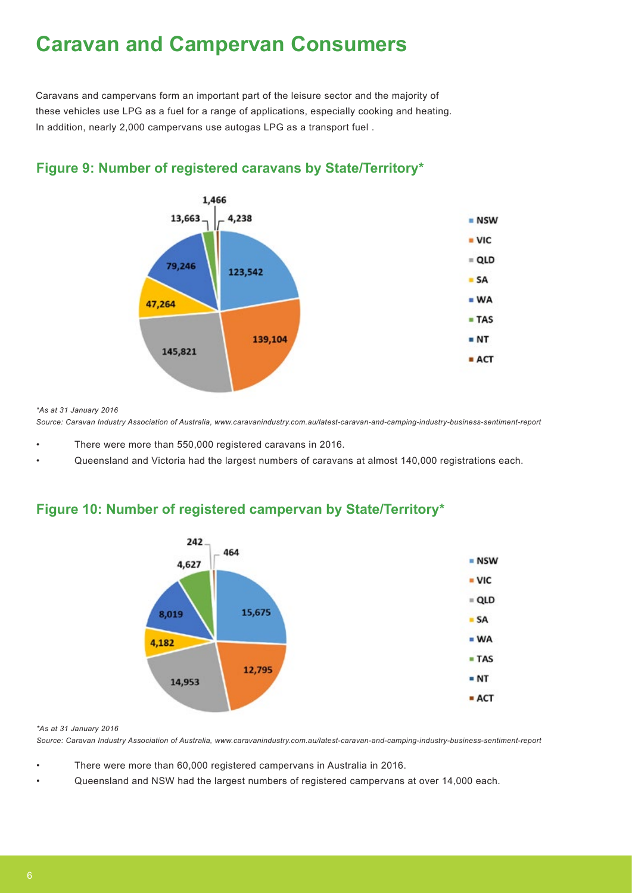# Caravan and Campervan Consumers

Caravans and campervans form an important part of the leisure sector and the majority of these vehicles use LPG as a fuel for a range of applications, especially cooking and heating. In addition, nearly 2,000 campervans use autogas LPG as a transport fuel .

## Figure 9: Number of registered caravans by State/Territory*

| State/Territory | Number |
| --- | --- |
| NSW | 123,542 |
| VIC | 139,104 |
| QLD | 145,821 |
| SA | 47,264 |
| WA | 79,246 |
| TAS | 13,663 |
| NT | 1,466 |
| ACT | 4,238 |

*\*As at 31 January 2016*

*Source: Caravan Industry Association of Australia, www.caravanindustry.com.au/latest-caravan-and-camping-industry-business-sentiment-report*

- There were more than 550,000 registered caravans in 2016.
- Queensland and Victoria had the largest numbers of caravans at almost 140,000 registrations each.

## Figure 10: Number of registered campervan by State/Territory*

| State/Territory | Number |
| --- | --- |
| NSW | 15,675 |
| VIC | 12,795 |
| QLD | 14,953 |
| SA | 4,182 |
| WA | 8,019 |
| TAS | 4,627 |
| NT | 242 |
| ACT | 464 |

*\*As at 31 January 2016*

*Source: Caravan Industry Association of Australia, www.caravanindustry.com.au/latest-caravan-and-camping-industry-business-sentiment-report*

- There were more than 60,000 registered campervans in Australia in 2016.
- Queensland and NSW had the largest numbers of registered campervans at over 14,000 each.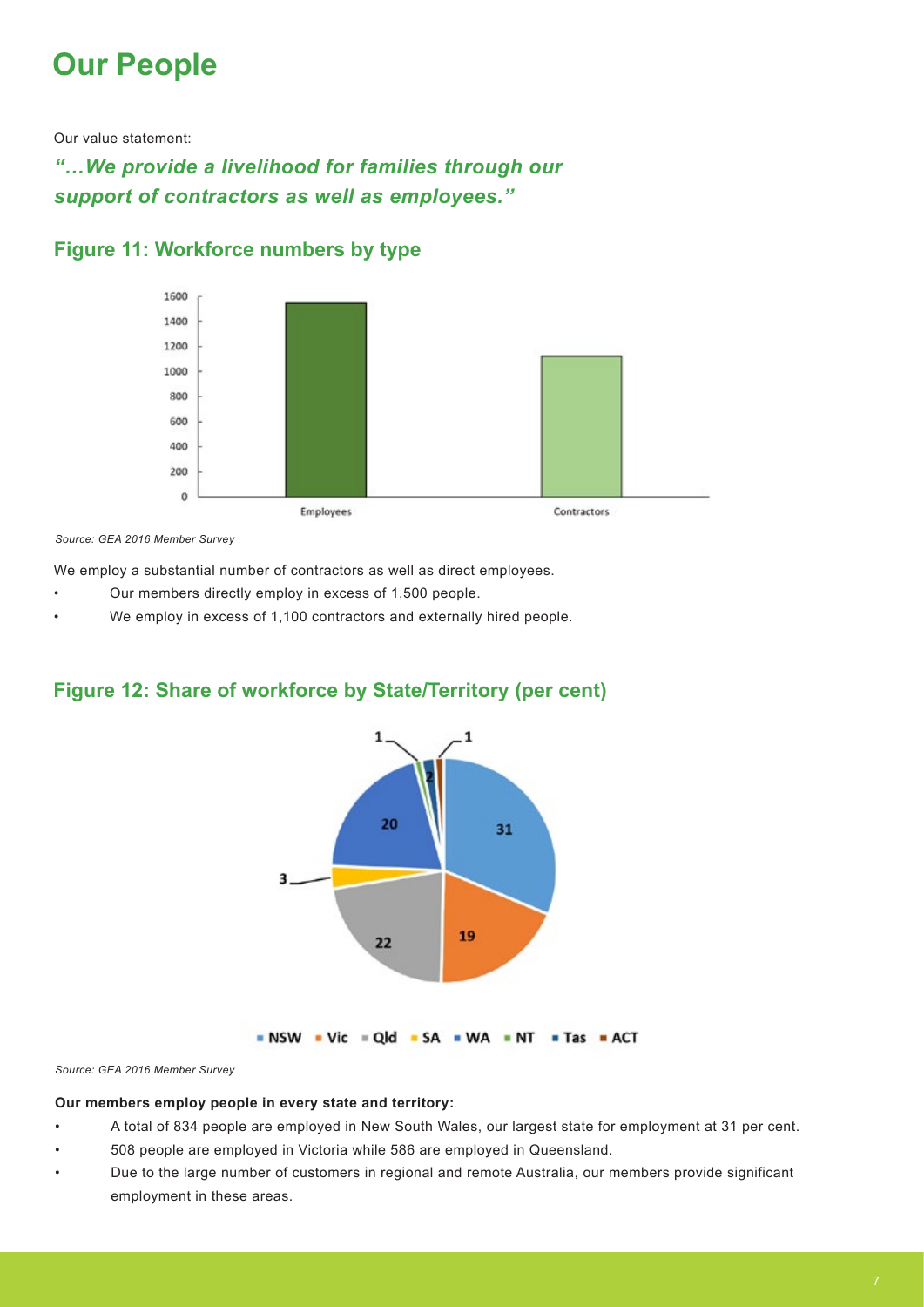# Our People

Our value statement:

***"…We provide a livelihood for families through our support of contractors as well as employees."***

## Figure 11: Workforce numbers by type

*Source: GEA 2016 Member Survey*

We employ a substantial number of contractors as well as direct employees.

- Our members directly employ in excess of 1,500 people.
- We employ in excess of 1,100 contractors and externally hired people.

## Figure 12: Share of workforce by State/Territory (per cent)

*Source: GEA 2016 Member Survey*

**Our members employ people in every state and territory:**

- A total of 834 people are employed in New South Wales, our largest state for employment at 31 per cent.
- 508 people are employed in Victoria while 586 are employed in Queensland.
- Due to the large number of customers in regional and remote Australia, our members provide significant employment in these areas.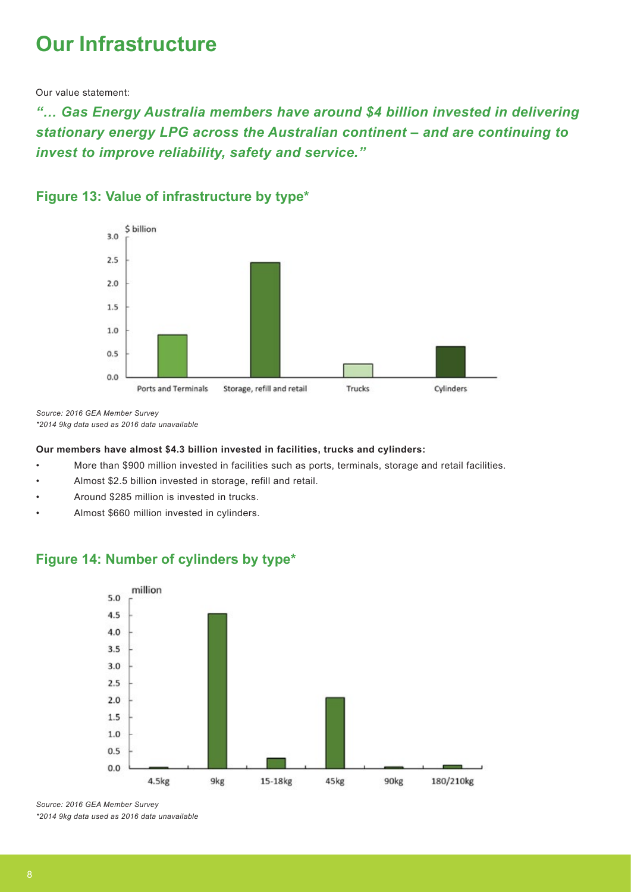# Our Infrastructure

Our value statement:

***"… Gas Energy Australia members have around $4 billion invested in delivering stationary energy LPG across the Australian continent – and are continuing to invest to improve reliability, safety and service."***

## Figure 13: Value of infrastructure by type*

*Source: 2016 GEA Member Survey*
*\*2014 9kg data used as 2016 data unavailable*

**Our members have almost $4.3 billion invested in facilities, trucks and cylinders:**

- More than $900 million invested in facilities such as ports, terminals, storage and retail facilities.
- Almost $2.5 billion invested in storage, refill and retail.
- Around $285 million is invested in trucks.
- Almost $660 million invested in cylinders.

## Figure 14: Number of cylinders by type*

*Source: 2016 GEA Member Survey*
*\*2014 9kg data used as 2016 data unavailable*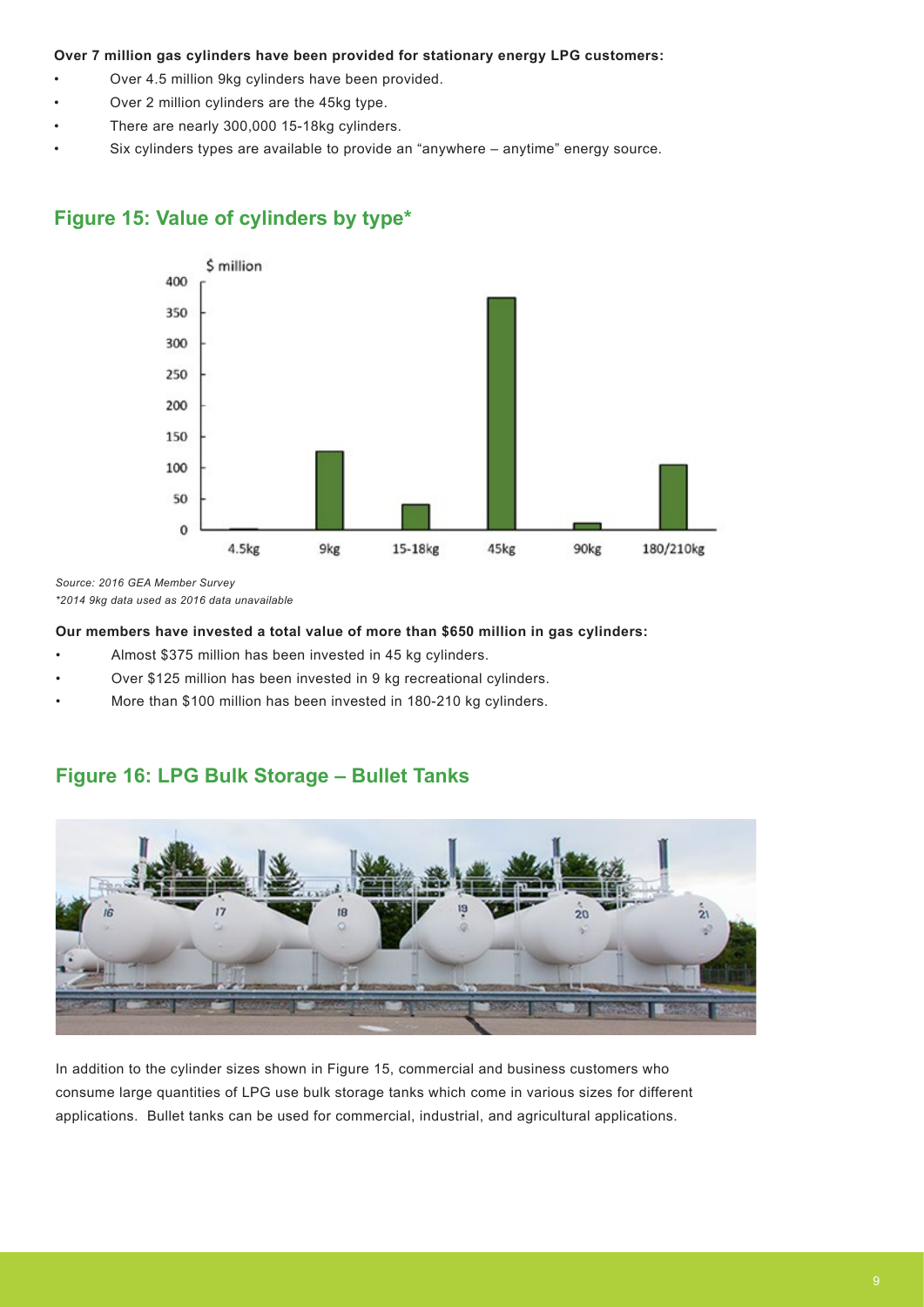**Over 7 million gas cylinders have been provided for stationary energy LPG customers:**

- Over 4.5 million 9kg cylinders have been provided.
- Over 2 million cylinders are the 45kg type.
- There are nearly 300,000 15-18kg cylinders.
- Six cylinders types are available to provide an "anywhere – anytime" energy source.

## Figure 15: Value of cylinders by type*

*Source: 2016 GEA Member Survey*
**2014 9kg data used as 2016 data unavailable*

**Our members have invested a total value of more than $650 million in gas cylinders:**

- Almost $375 million has been invested in 45 kg cylinders.
- Over $125 million has been invested in 9 kg recreational cylinders.
- More than $100 million has been invested in 180-210 kg cylinders.

## Figure 16: LPG Bulk Storage – Bullet Tanks

In addition to the cylinder sizes shown in Figure 15, commercial and business customers who consume large quantities of LPG use bulk storage tanks which come in various sizes for different applications. Bullet tanks can be used for commercial, industrial, and agricultural applications.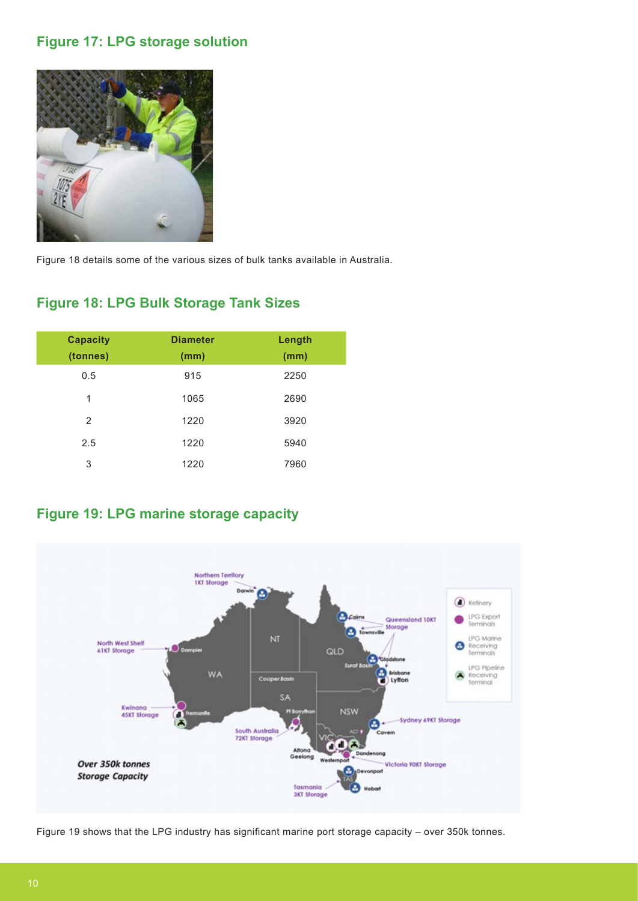## Figure 17: LPG storage solution

Figure 18 details some of the various sizes of bulk tanks available in Australia.

## Figure 18: LPG Bulk Storage Tank Sizes

| Capacity (tonnes) | Diameter (mm) | Length (mm) |
|---|---|---|
| 0.5 | 915 | 2250 |
| 1 | 1065 | 2690 |
| 2 | 1220 | 3920 |
| 2.5 | 1220 | 5940 |
| 3 | 1220 | 7960 |

## Figure 19: LPG marine storage capacity

Figure 19 shows that the LPG industry has significant marine port storage capacity – over 350k tonnes.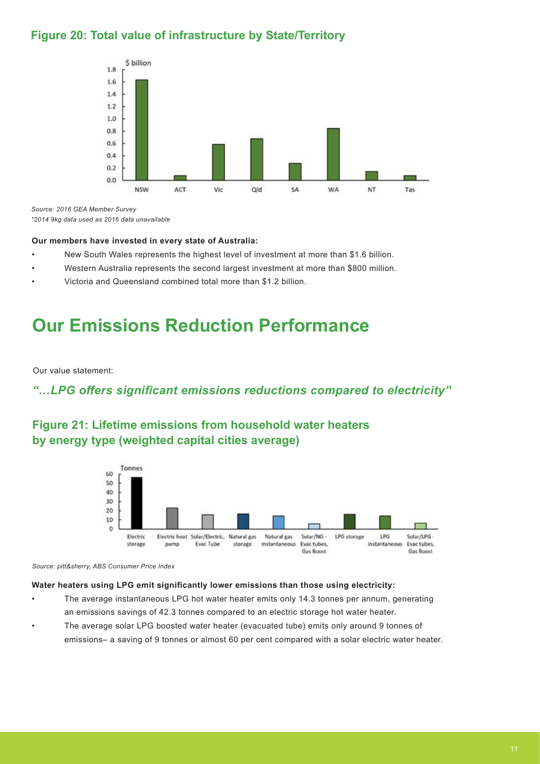### Figure 20: Total value of infrastructure by State/Territory

*Source: 2016 GEA Member Survey*
*\*2014 9kg data used as 2016 data unavailable*

**Our members have invested in every state of Australia:**

- New South Wales represents the highest level of investment at more than $1.6 billion.
- Western Australia represents the second largest investment at more than $800 million.
- Victoria and Queensland combined total more than $1.2 billion.

# Our Emissions Reduction Performance

Our value statement:

***"…LPG offers significant emissions reductions compared to electricity"***

### Figure 21: Lifetime emissions from household water heaters by energy type (weighted capital cities average)

*Source: pitt&sherry, ABS Consumer Price Index*

**Water heaters using LPG emit significantly lower emissions than those using electricity:**

- The average instantaneous LPG hot water heater emits only 14.3 tonnes per annum, generating an emissions savings of 42.3 tonnes compared to an electric storage hot water heater.
- The average solar LPG boosted water heater (evacuated tube) emits only around 9 tonnes of emissions– a saving of 9 tonnes or almost 60 per cent compared with a solar electric water heater.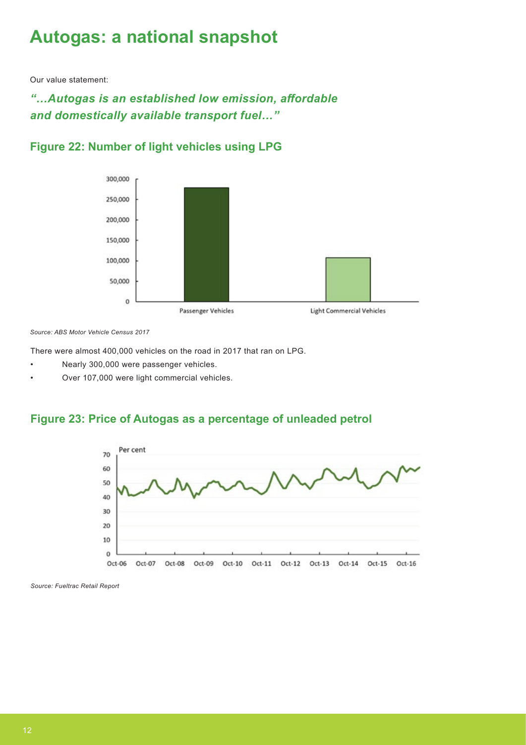# Autogas: a national snapshot

Our value statement:

***"…Autogas is an established low emission, affordable and domestically available transport fuel…"***

## Figure 22: Number of light vehicles using LPG

*Source: ABS Motor Vehicle Census 2017*

There were almost 400,000 vehicles on the road in 2017 that ran on LPG.

- Nearly 300,000 were passenger vehicles.
- Over 107,000 were light commercial vehicles.

## Figure 23: Price of Autogas as a percentage of unleaded petrol

*Source: Fueltrac Retail Report*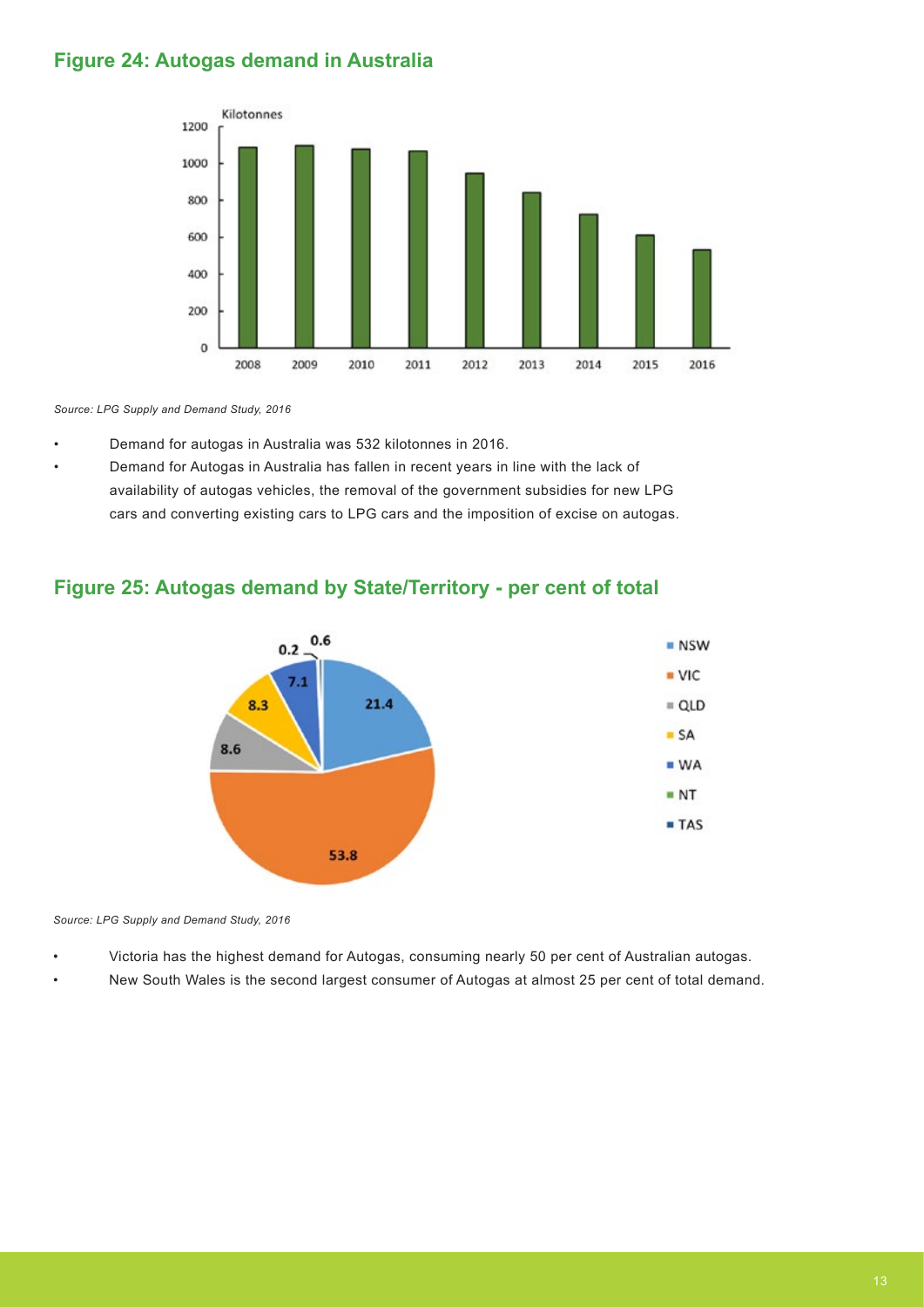## Figure 24: Autogas demand in Australia

*Source: LPG Supply and Demand Study, 2016*

- Demand for autogas in Australia was 532 kilotonnes in 2016.
- Demand for Autogas in Australia has fallen in recent years in line with the lack of availability of autogas vehicles, the removal of the government subsidies for new LPG cars and converting existing cars to LPG cars and the imposition of excise on autogas.

## Figure 25: Autogas demand by State/Territory - per cent of total

*Source: LPG Supply and Demand Study, 2016*

- Victoria has the highest demand for Autogas, consuming nearly 50 per cent of Australian autogas.
- New South Wales is the second largest consumer of Autogas at almost 25 per cent of total demand.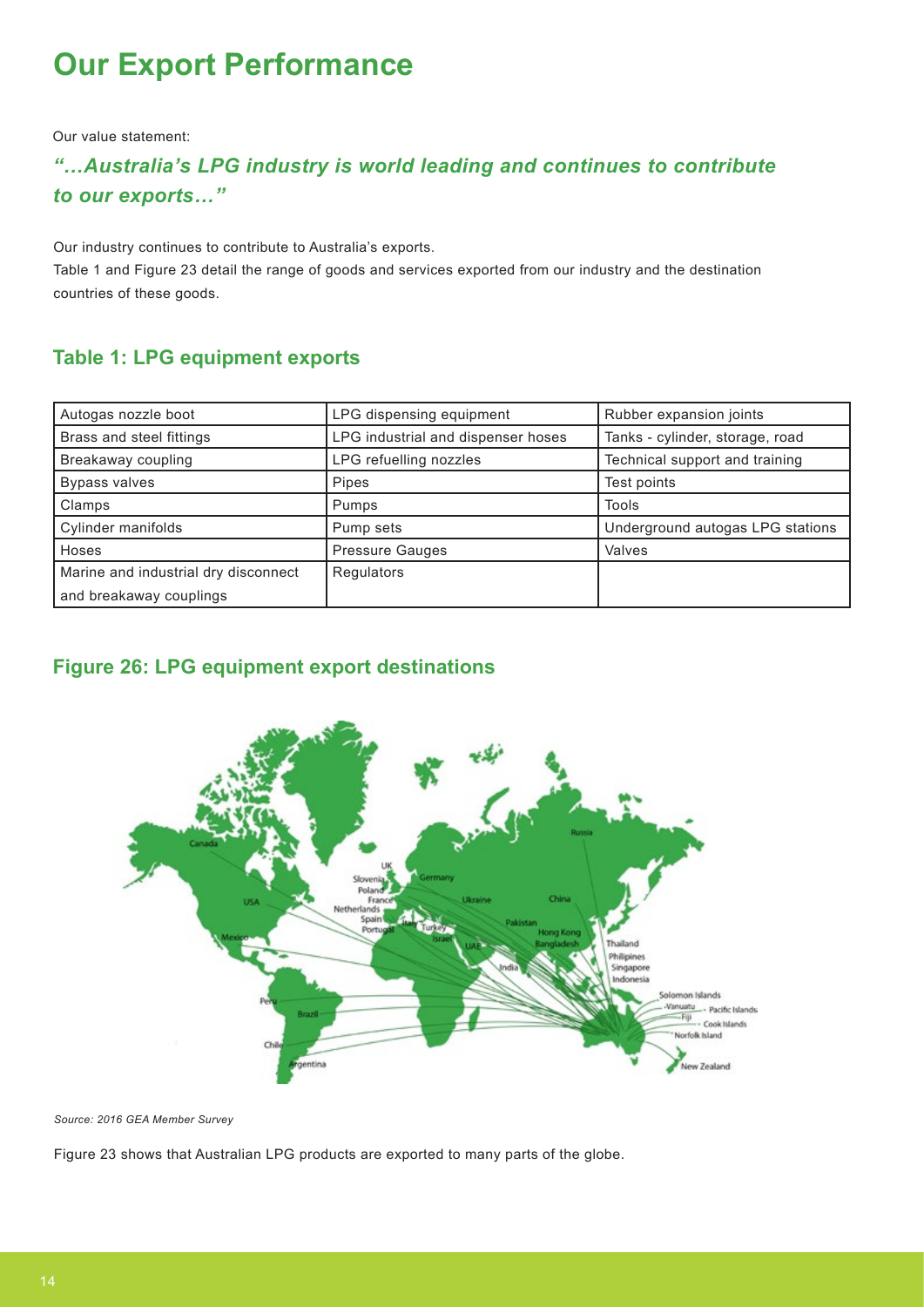# Our Export Performance

Our value statement:

***"…Australia's LPG industry is world leading and continues to contribute to our exports…"***

Our industry continues to contribute to Australia's exports.
Table 1 and Figure 23 detail the range of goods and services exported from our industry and the destination countries of these goods.

## Table 1: LPG equipment exports

| | | |
|---|---|---|
| Autogas nozzle boot | LPG dispensing equipment | Rubber expansion joints |
| Brass and steel fittings | LPG industrial and dispenser hoses | Tanks - cylinder, storage, road |
| Breakaway coupling | LPG refuelling nozzles | Technical support and training |
| Bypass valves | Pipes | Test points |
| Clamps | Pumps | Tools |
| Cylinder manifolds | Pump sets | Underground autogas LPG stations |
| Hoses | Pressure Gauges | Valves |
| Marine and industrial dry disconnect and breakaway couplings | Regulators | |

## Figure 26: LPG equipment export destinations

*Source: 2016 GEA Member Survey*

Figure 23 shows that Australian LPG products are exported to many parts of the globe.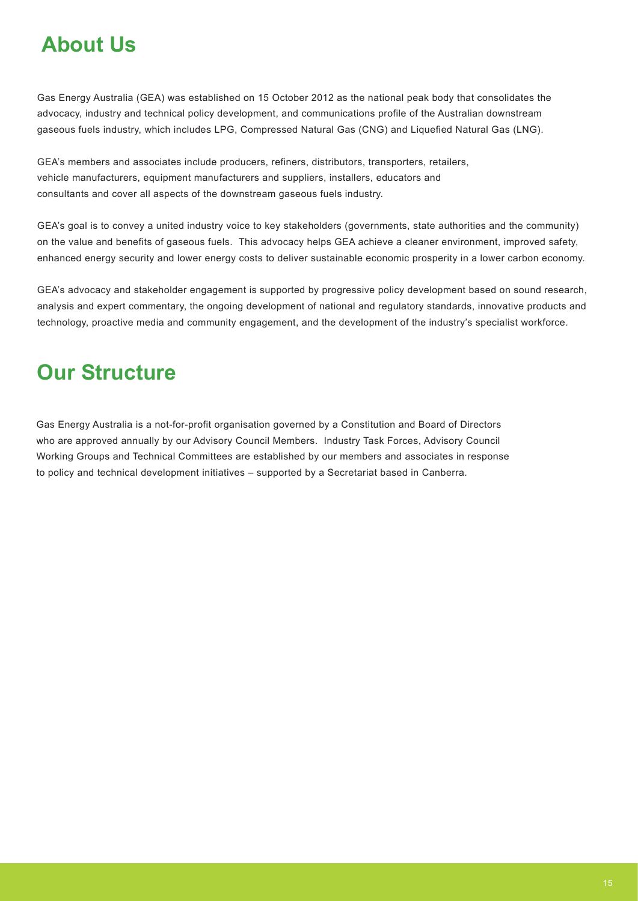# About Us

Gas Energy Australia (GEA) was established on 15 October 2012 as the national peak body that consolidates the advocacy, industry and technical policy development, and communications profile of the Australian downstream gaseous fuels industry, which includes LPG, Compressed Natural Gas (CNG) and Liquefied Natural Gas (LNG).

GEA's members and associates include producers, refiners, distributors, transporters, retailers, vehicle manufacturers, equipment manufacturers and suppliers, installers, educators and consultants and cover all aspects of the downstream gaseous fuels industry.

GEA's goal is to convey a united industry voice to key stakeholders (governments, state authorities and the community) on the value and benefits of gaseous fuels. This advocacy helps GEA achieve a cleaner environment, improved safety, enhanced energy security and lower energy costs to deliver sustainable economic prosperity in a lower carbon economy.

GEA's advocacy and stakeholder engagement is supported by progressive policy development based on sound research, analysis and expert commentary, the ongoing development of national and regulatory standards, innovative products and technology, proactive media and community engagement, and the development of the industry's specialist workforce.

# Our Structure

Gas Energy Australia is a not-for-profit organisation governed by a Constitution and Board of Directors who are approved annually by our Advisory Council Members. Industry Task Forces, Advisory Council Working Groups and Technical Committees are established by our members and associates in response to policy and technical development initiatives – supported by a Secretariat based in Canberra.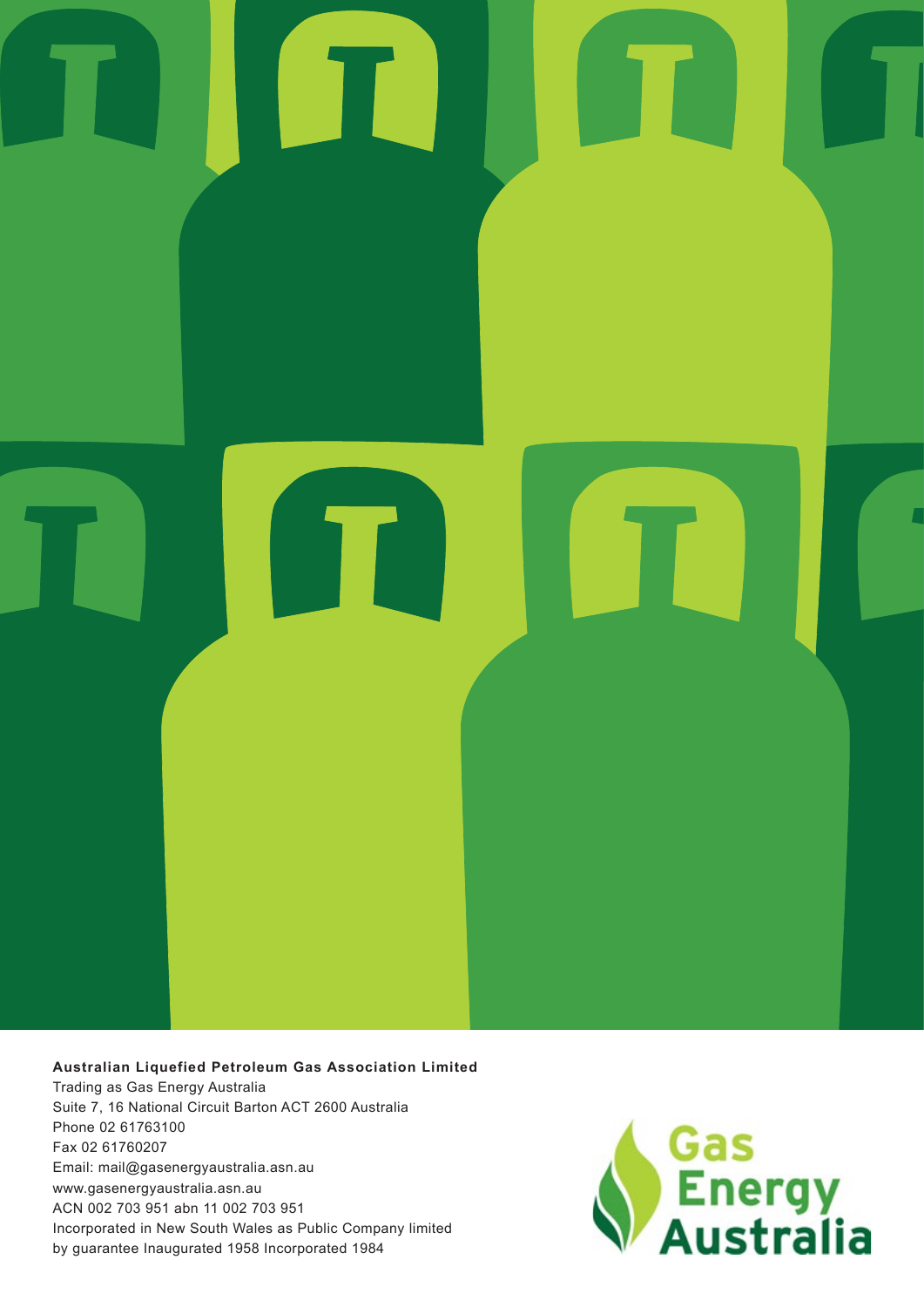**Australian Liquefied Petroleum Gas Association Limited**
Trading as Gas Energy Australia
Suite 7, 16 National Circuit Barton ACT 2600 Australia
Phone 02 61763100
Fax 02 61760207
Email: mail@gasenergyaustralia.asn.au
www.gasenergyaustralia.asn.au
ACN 002 703 951 abn 11 002 703 951
Incorporated in New South Wales as Public Company limited by guarantee Inaugurated 1958 Incorporated 1984

Gas Energy Australia